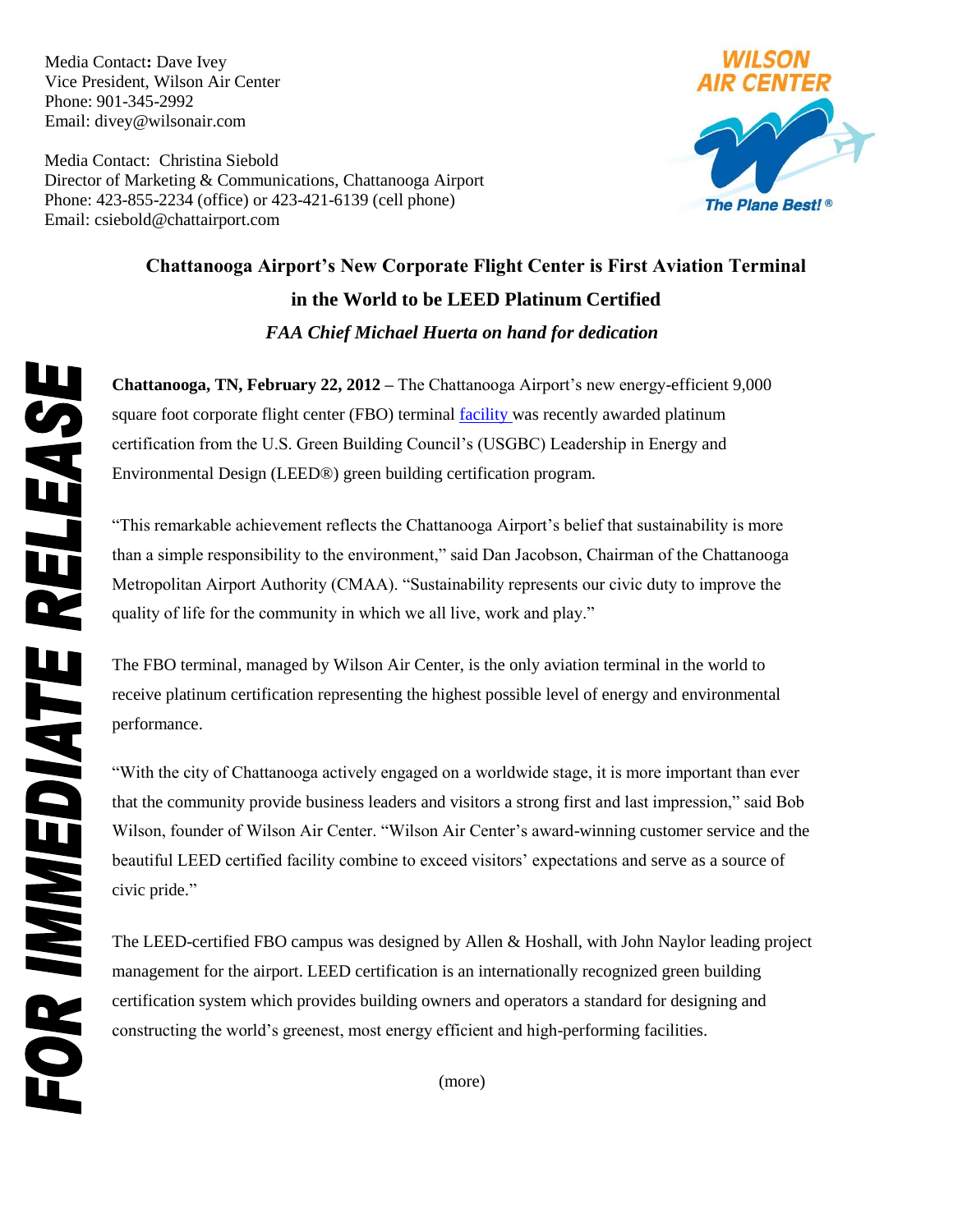Media Contact: Dave Ivey
Vice President, Wilson Air Center
Phone: 901-345-2992
Email: divey@wilsonair.com

Media Contact: Christina Siebold
Director of Marketing & Communications, Chattanooga Airport
Phone: 423-855-2234 (office) or 423-421-6139 (cell phone)
Email: csiebold@chattairport.com

WILSON AIR CENTER
The Plane Best!®

FOR IMMEDIATE RELEASE

## Chattanooga Airport's New Corporate Flight Center is First Aviation Terminal in the World to be LEED Platinum Certified

***FAA Chief Michael Huerta on hand for dedication***

**Chattanooga, TN, February 22, 2012 –** The Chattanooga Airport's new energy-efficient 9,000 square foot corporate flight center (FBO) terminal facility was recently awarded platinum certification from the U.S. Green Building Council's (USGBC) Leadership in Energy and Environmental Design (LEED®) green building certification program.

"This remarkable achievement reflects the Chattanooga Airport's belief that sustainability is more than a simple responsibility to the environment," said Dan Jacobson, Chairman of the Chattanooga Metropolitan Airport Authority (CMAA). "Sustainability represents our civic duty to improve the quality of life for the community in which we all live, work and play."

The FBO terminal, managed by Wilson Air Center, is the only aviation terminal in the world to receive platinum certification representing the highest possible level of energy and environmental performance.

"With the city of Chattanooga actively engaged on a worldwide stage, it is more important than ever that the community provide business leaders and visitors a strong first and last impression," said Bob Wilson, founder of Wilson Air Center. "Wilson Air Center's award-winning customer service and the beautiful LEED certified facility combine to exceed visitors' expectations and serve as a source of civic pride."

The LEED-certified FBO campus was designed by Allen & Hoshall, with John Naylor leading project management for the airport. LEED certification is an internationally recognized green building certification system which provides building owners and operators a standard for designing and constructing the world's greenest, most energy efficient and high-performing facilities.

(more)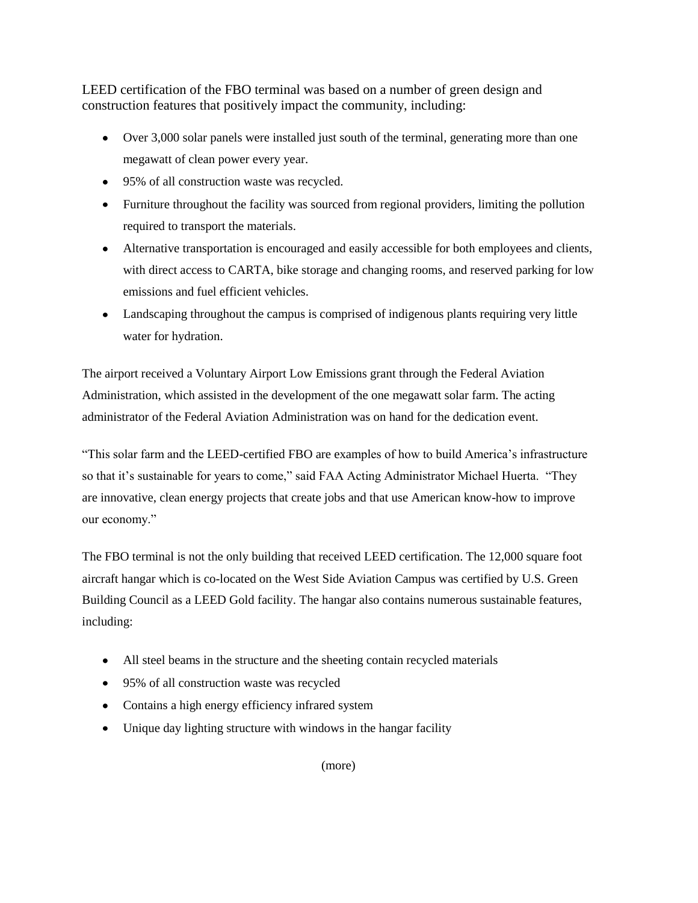LEED certification of the FBO terminal was based on a number of green design and construction features that positively impact the community, including:

- Over 3,000 solar panels were installed just south of the terminal, generating more than one megawatt of clean power every year.
- 95% of all construction waste was recycled.
- Furniture throughout the facility was sourced from regional providers, limiting the pollution required to transport the materials.
- Alternative transportation is encouraged and easily accessible for both employees and clients, with direct access to CARTA, bike storage and changing rooms, and reserved parking for low emissions and fuel efficient vehicles.
- Landscaping throughout the campus is comprised of indigenous plants requiring very little water for hydration.

The airport received a Voluntary Airport Low Emissions grant through the Federal Aviation Administration, which assisted in the development of the one megawatt solar farm. The acting administrator of the Federal Aviation Administration was on hand for the dedication event.

"This solar farm and the LEED-certified FBO are examples of how to build America's infrastructure so that it's sustainable for years to come," said FAA Acting Administrator Michael Huerta. "They are innovative, clean energy projects that create jobs and that use American know-how to improve our economy."

The FBO terminal is not the only building that received LEED certification. The 12,000 square foot aircraft hangar which is co-located on the West Side Aviation Campus was certified by U.S. Green Building Council as a LEED Gold facility. The hangar also contains numerous sustainable features, including:

- All steel beams in the structure and the sheeting contain recycled materials
- 95% of all construction waste was recycled
- Contains a high energy efficiency infrared system
- Unique day lighting structure with windows in the hangar facility

(more)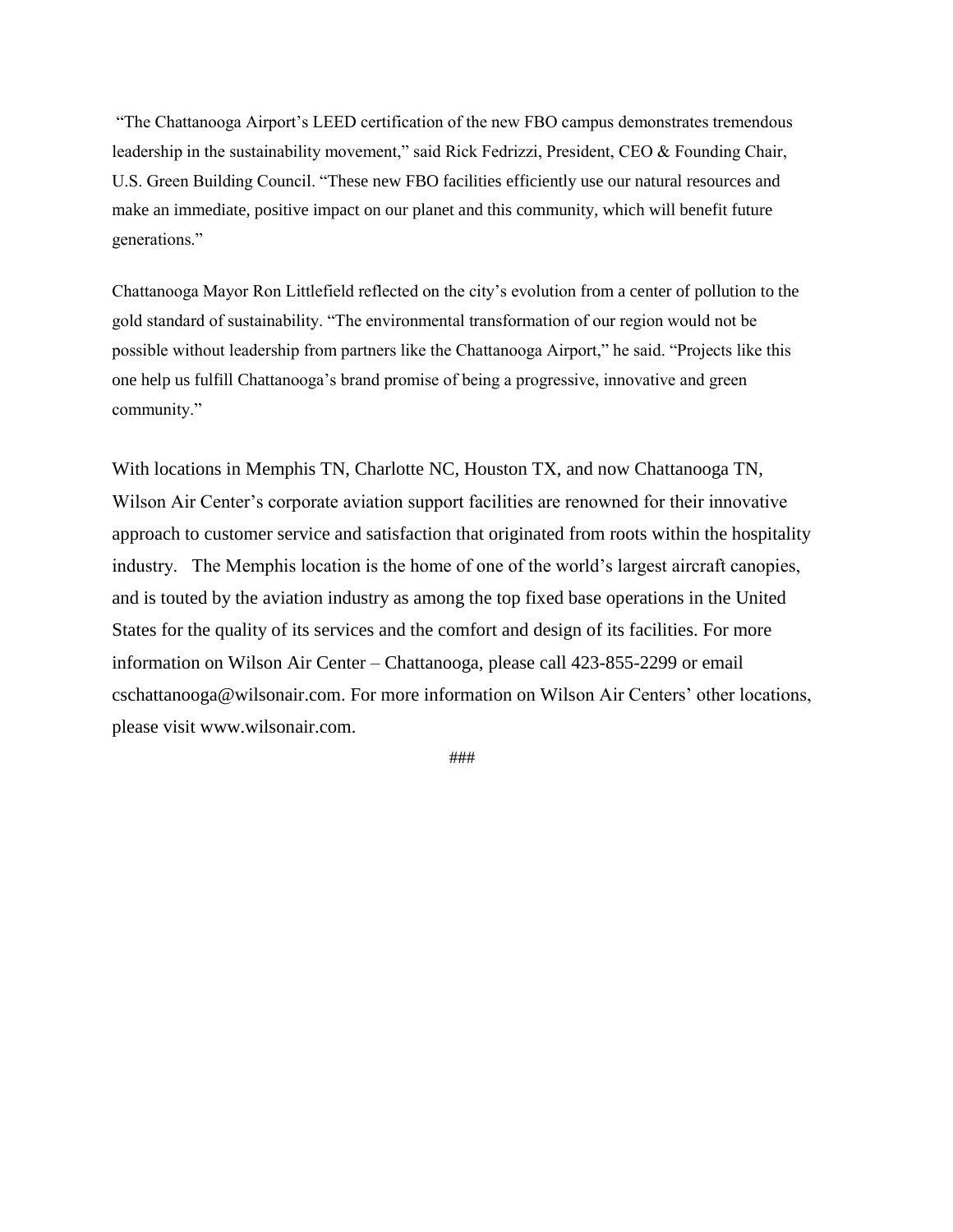"The Chattanooga Airport's LEED certification of the new FBO campus demonstrates tremendous leadership in the sustainability movement," said Rick Fedrizzi, President, CEO & Founding Chair, U.S. Green Building Council. "These new FBO facilities efficiently use our natural resources and make an immediate, positive impact on our planet and this community, which will benefit future generations."

Chattanooga Mayor Ron Littlefield reflected on the city's evolution from a center of pollution to the gold standard of sustainability. "The environmental transformation of our region would not be possible without leadership from partners like the Chattanooga Airport," he said. "Projects like this one help us fulfill Chattanooga's brand promise of being a progressive, innovative and green community."

With locations in Memphis TN, Charlotte NC, Houston TX, and now Chattanooga TN, Wilson Air Center's corporate aviation support facilities are renowned for their innovative approach to customer service and satisfaction that originated from roots within the hospitality industry. The Memphis location is the home of one of the world's largest aircraft canopies, and is touted by the aviation industry as among the top fixed base operations in the United States for the quality of its services and the comfort and design of its facilities. For more information on Wilson Air Center – Chattanooga, please call 423-855-2299 or email cschattanooga@wilsonair.com. For more information on Wilson Air Centers' other locations, please visit www.wilsonair.com.

###